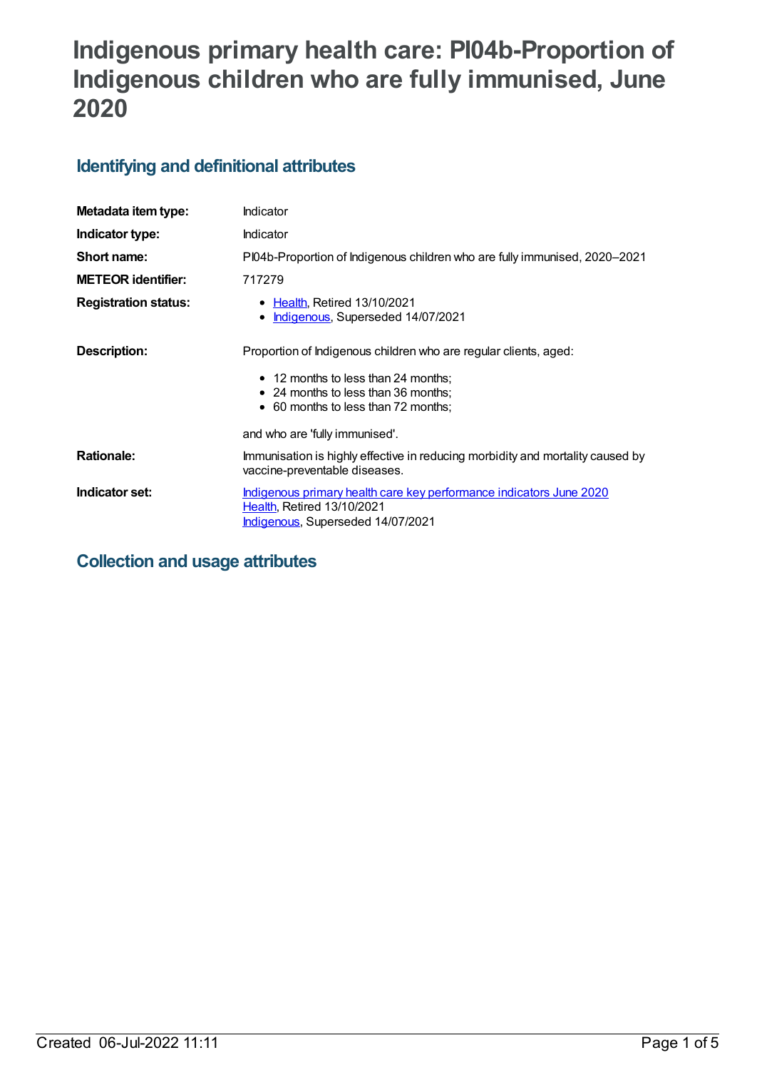# Indigenous primary health care: PI04b-Proportion of Indigenous children who are fully immunised, June 2020

## Identifying and definitional attributes

| | |
|---|---|
| **Metadata item type:** | Indicator |
| **Indicator type:** | Indicator |
| **Short name:** | PI04b-Proportion of Indigenous children who are fully immunised, 2020–2021 |
| **METEOR identifier:** | 717279 |
| **Registration status:** | • Health, Retired 13/10/2021<br>• Indigenous, Superseded 14/07/2021 |
| **Description:** | Proportion of Indigenous children who are regular clients, aged:<br>• 12 months to less than 24 months;<br>• 24 months to less than 36 months;<br>• 60 months to less than 72 months;<br><br>and who are 'fully immunised'. |
| **Rationale:** | Immunisation is highly effective in reducing morbidity and mortality caused by vaccine-preventable diseases. |
| **Indicator set:** | Indigenous primary health care key performance indicators June 2020<br>Health, Retired 13/10/2021<br>Indigenous, Superseded 14/07/2021 |

## Collection and usage attributes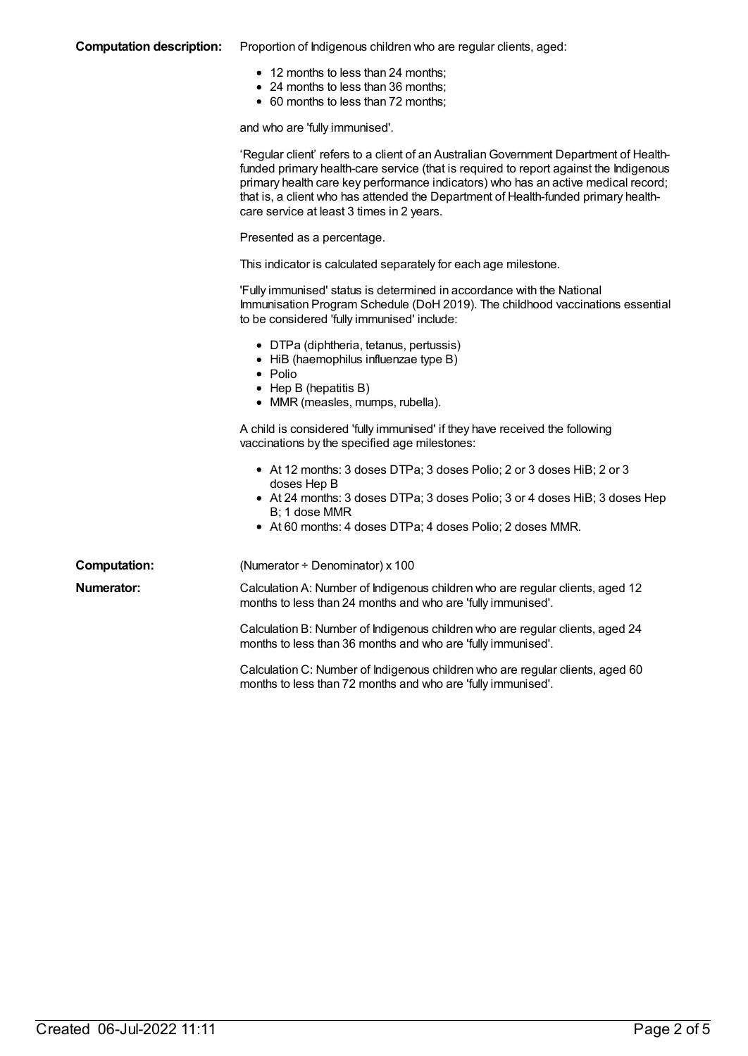**Computation description:** Proportion of Indigenous children who are regular clients, aged:

- 12 months to less than 24 months;
- 24 months to less than 36 months;
- 60 months to less than 72 months;

and who are 'fully immunised'.

'Regular client' refers to a client of an Australian Government Department of Health-funded primary health-care service (that is required to report against the Indigenous primary health care key performance indicators) who has an active medical record; that is, a client who has attended the Department of Health-funded primary health-care service at least 3 times in 2 years.

Presented as a percentage.

This indicator is calculated separately for each age milestone.

'Fully immunised' status is determined in accordance with the National Immunisation Program Schedule (DoH 2019). The childhood vaccinations essential to be considered 'fully immunised' include:

- DTPa (diphtheria, tetanus, pertussis)
- HiB (haemophilus influenzae type B)
- Polio
- Hep B (hepatitis B)
- MMR (measles, mumps, rubella).

A child is considered 'fully immunised' if they have received the following vaccinations by the specified age milestones:

- At 12 months: 3 doses DTPa; 3 doses Polio; 2 or 3 doses HiB; 2 or 3 doses Hep B
- At 24 months: 3 doses DTPa; 3 doses Polio; 3 or 4 doses HiB; 3 doses Hep B; 1 dose MMR
- At 60 months: 4 doses DTPa; 4 doses Polio; 2 doses MMR.

**Computation:** (Numerator ÷ Denominator) x 100

**Numerator:** Calculation A: Number of Indigenous children who are regular clients, aged 12 months to less than 24 months and who are 'fully immunised'.

Calculation B: Number of Indigenous children who are regular clients, aged 24 months to less than 36 months and who are 'fully immunised'.

Calculation C: Number of Indigenous children who are regular clients, aged 60 months to less than 72 months and who are 'fully immunised'.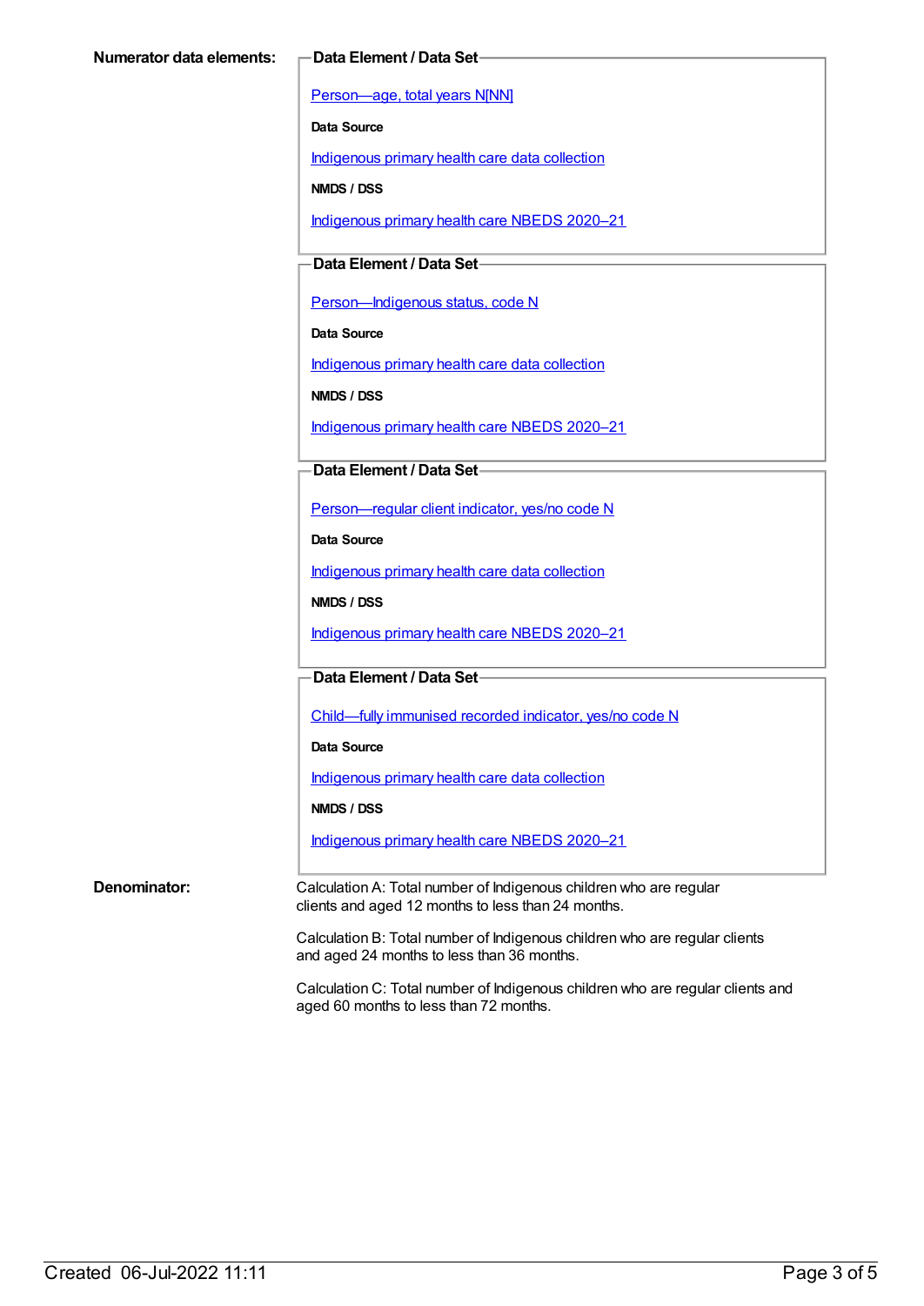**Numerator data elements:**

**Data Element / Data Set**

Person—age, total years N[NN]

**Data Source**

Indigenous primary health care data collection

**NMDS / DSS**

Indigenous primary health care NBEDS 2020–21

**Data Element / Data Set**

Person—Indigenous status, code N

**Data Source**

Indigenous primary health care data collection

**NMDS / DSS**

Indigenous primary health care NBEDS 2020–21

**Data Element / Data Set**

Person—regular client indicator, yes/no code N

**Data Source**

Indigenous primary health care data collection

**NMDS / DSS**

Indigenous primary health care NBEDS 2020–21

**Data Element / Data Set**

Child—fully immunised recorded indicator, yes/no code N

**Data Source**

Indigenous primary health care data collection

**NMDS / DSS**

Indigenous primary health care NBEDS 2020–21

**Denominator:**

Calculation A: Total number of Indigenous children who are regular clients and aged 12 months to less than 24 months.

Calculation B: Total number of Indigenous children who are regular clients and aged 24 months to less than 36 months.

Calculation C: Total number of Indigenous children who are regular clients and aged 60 months to less than 72 months.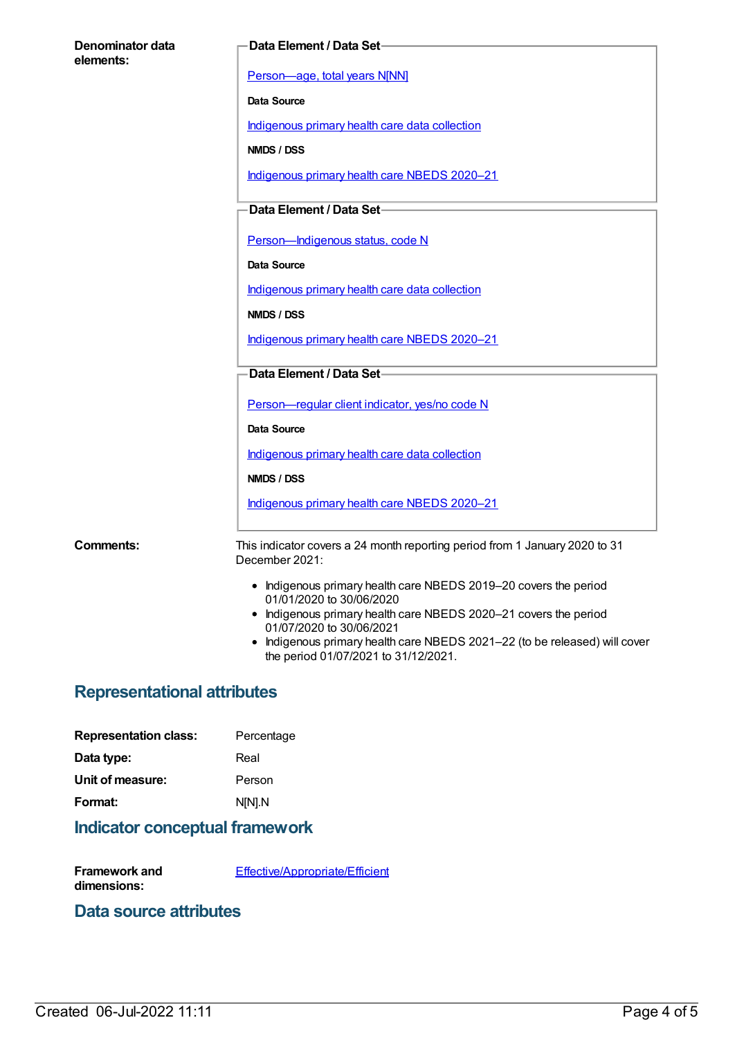**Denominator data elements:**

**Data Element / Data Set**

Person—age, total years N[NN]

**Data Source**

Indigenous primary health care data collection

**NMDS / DSS**

Indigenous primary health care NBEDS 2020–21

**Data Element / Data Set**

Person—Indigenous status, code N

**Data Source**

Indigenous primary health care data collection

**NMDS / DSS**

Indigenous primary health care NBEDS 2020–21

**Data Element / Data Set**

Person—regular client indicator, yes/no code N

**Data Source**

Indigenous primary health care data collection

**NMDS / DSS**

Indigenous primary health care NBEDS 2020–21

**Comments:**

This indicator covers a 24 month reporting period from 1 January 2020 to 31 December 2021:

- Indigenous primary health care NBEDS 2019–20 covers the period 01/01/2020 to 30/06/2020
- Indigenous primary health care NBEDS 2020–21 covers the period 01/07/2020 to 30/06/2021
- Indigenous primary health care NBEDS 2021–22 (to be released) will cover the period 01/07/2021 to 31/12/2021.

## Representational attributes

**Representation class:** Percentage

**Data type:** Real

**Unit of measure:** Person

**Format:** N[N].N

## Indicator conceptual framework

**Framework and dimensions:** Effective/Appropriate/Efficient

## Data source attributes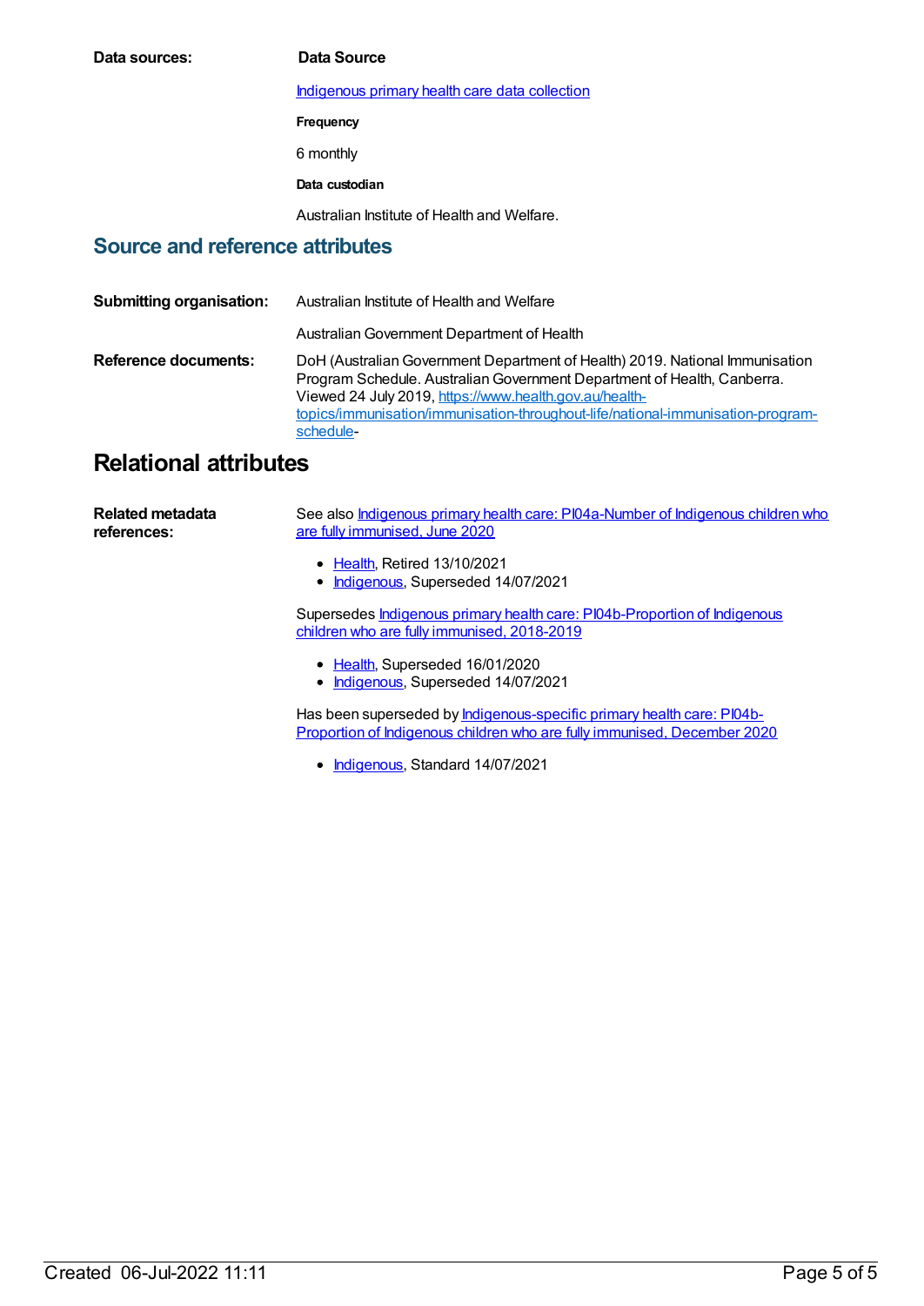**Data sources:**

**Data Source**

Indigenous primary health care data collection

**Frequency**

6 monthly

**Data custodian**

Australian Institute of Health and Welfare.

## Source and reference attributes

**Submitting organisation:** Australian Institute of Health and Welfare

Australian Government Department of Health

**Reference documents:** DoH (Australian Government Department of Health) 2019. National Immunisation Program Schedule. Australian Government Department of Health, Canberra. Viewed 24 July 2019, https://www.health.gov.au/health-topics/immunisation/immunisation-throughout-life/national-immunisation-program-schedule-

# Relational attributes

**Related metadata references:**

See also Indigenous primary health care: PI04a-Number of Indigenous children who are fully immunised, June 2020

- Health, Retired 13/10/2021
- Indigenous, Superseded 14/07/2021

Supersedes Indigenous primary health care: PI04b-Proportion of Indigenous children who are fully immunised, 2018-2019

- Health, Superseded 16/01/2020
- Indigenous, Superseded 14/07/2021

Has been superseded by Indigenous-specific primary health care: PI04b-Proportion of Indigenous children who are fully immunised, December 2020

- Indigenous, Standard 14/07/2021